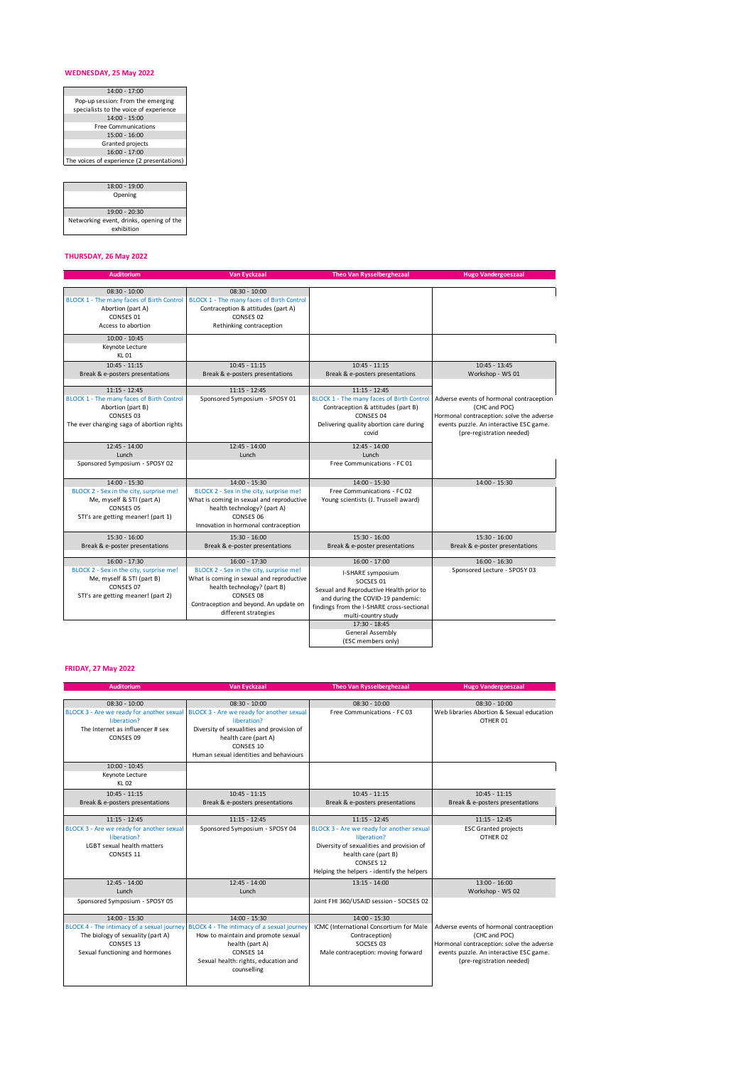### WEDNESDAY, 25 May 2022

| 14:00 - 17:00 |
|---|
| Pop-up session: From the emerging specialists to the voice of experience |
| 14:00 - 15:00 |
| Free Communications |
| 15:00 - 16:00 |
| Granted projects |
| 16:00 - 17:00 |
| The voices of experience (2 presentations) |

| 18:00 - 19:00 |
|---|
| Opening |
| 19:00 - 20:30 |
| Networking event, drinks, opening of the exhibition |

### THURSDAY, 26 May 2022

| Auditorium | Van Eyckzaal | Theo Van Rysselberghezaal | Hugo Vandergoeszaal |
|---|---|---|---|
| 08:30 - 10:00<br>BLOCK 1 - The many faces of Birth Control<br>Abortion (part A)<br>CONSES 01<br>Access to abortion | 08:30 - 10:00<br>BLOCK 1 - The many faces of Birth Control<br>Contraception & attitudes (part A)<br>CONSES 02<br>Rethinking contraception | | |
| 10:00 - 10:45<br>Keynote Lecture<br>KL 01 | | | |
| 10:45 - 11:15<br>Break & e-posters presentations | 10:45 - 11:15<br>Break & e-posters presentations | 10:45 - 11:15<br>Break & e-posters presentations | 10:45 - 13:45<br>Workshop - WS 01 |
| 11:15 - 12:45<br>BLOCK 1 - The many faces of Birth Control<br>Abortion (part B)<br>CONSES 03<br>The ever changing saga of abortion rights | 11:15 - 12:45<br>Sponsored Symposium - SPOSY 01 | 11:15 - 12:45<br>BLOCK 1 - The many faces of Birth Control<br>Contraception & attitudes (part B)<br>CONSES 04<br>Delivering quality abortion care during covid | Adverse events of hormonal contraception (CHC and POC)<br>Hormonal contraception: solve the adverse events puzzle. An interactive ESC game.<br>(pre-registration needed) |
| 12:45 - 14:00<br>Lunch<br>Sponsored Symposium - SPOSY 02 | 12:45 - 14:00<br>Lunch | 12:45 - 14:00<br>Lunch<br>Free Communications - FC 01 | |
| 14:00 - 15:30<br>BLOCK 2 - Sex in the city, surprise me!<br>Me, myself & STI (part A)<br>CONSES 05<br>STI's are getting meaner! (part 1) | 14:00 - 15:30<br>BLOCK 2 - Sex in the city, surprise me!<br>What is coming in sexual and reproductive health technology? (part A)<br>CONSES 06<br>Innovation in hormonal contraception | 14:00 - 15:30<br>Free Communications - FC 02<br>Young scientists (J. Trussell award) | 14:00 - 15:30 |
| 15:30 - 16:00<br>Break & e-poster presentations | 15:30 - 16:00<br>Break & e-poster presentations | 15:30 - 16:00<br>Break & e-poster presentations | 15:30 - 16:30<br>Break & e-poster presentations |
| 16:00 - 17:30<br>BLOCK 2 - Sex in the city, surprise me!<br>Me, myself & STI (part B)<br>CONSES 07<br>STI's are getting meaner! (part 2) | 16:00 - 17:30<br>BLOCK 2 - Sex in the city, surprise me!<br>What is coming in sexual and reproductive health technology? (part B)<br>CONSES 08<br>Contraception and beyond. An update on different strategies | 16:00 - 17:00<br>I-SHARE symposium<br>SOCSES 01<br>Sexual and Reproductive Health prior to and during the COVID-19 pandemic: findings from the I-SHARE cross-sectional multi-country study | 16:00 - 16:30<br>Sponsored Lecture - SPOSY 03 |
| | | 17:30 - 18:45<br>General Assembly<br>(ESC members only) | |

### FRIDAY, 27 May 2022

| Auditorium | Van Eyckzaal | Theo Van Rysselberghezaal | Hugo Vandergoeszaal |
|---|---|---|---|
| 08:30 - 10:00<br>BLOCK 3 - Are we ready for another sexual liberation?<br>The Internet as influencer # sex<br>CONSES 09 | 08:30 - 10:00<br>BLOCK 3 - Are we ready for another sexual liberation?<br>Diversity of sexualities and provision of health care (part A)<br>CONSES 10<br>Human sexual identities and behaviours | 08:30 - 10:00<br>Free Communications - FC 03 | 08:30 - 10:00<br>Web libraries Abortion & Sexual education<br>OTHER 01 |
| 10:00 - 10:45<br>Keynote Lecture<br>KL 02 | | | |
| 10:45 - 11:15<br>Break & e-posters presentations | 10:45 - 11:15<br>Break & e-posters presentations | 10:45 - 11:15<br>Break & e-posters presentations | 10:45 - 11:15<br>Break & e-posters presentations |
| 11:15 - 12:45<br>BLOCK 3 - Are we ready for another sexual liberation?<br>LGBT sexual health matters<br>CONSES 11 | 11:15 - 12:45<br>Sponsored Symposium - SPOSY 04 | 11:15 - 12:45<br>BLOCK 3 - Are we ready for another sexual liberation?<br>Diversity of sexualities and provision of health care (part B)<br>CONSES 12<br>Helping the helpers - identify the helpers | 11:15 - 12:45<br>ESC Granted projects<br>OTHER 02 |
| 12:45 - 14:00<br>Lunch<br>Sponsored Symposium - SPOSY 05 | 12:45 - 14:00<br>Lunch | 13:15 - 14:00<br>Joint FHI 360/USAID session - SOCSES 02 | 13:00 - 16:00<br>Workshop - WS 02 |
| 14:00 - 15:30<br>BLOCK 4 - The intimacy of a sexual journey<br>The biology of sexuality (part A)<br>CONSES 13<br>Sexual functioning and hormones | 14:00 - 15:30<br>BLOCK 4 - The intimacy of a sexual journey<br>How to maintain and promote sexual health (part A)<br>CONSES 14<br>Sexual health: rights, education and counselling | 14:00 - 15:30<br>ICMC (International Consortium for Male Contraception)<br>SOCSES 03<br>Male contraception: moving forward | Adverse events of hormonal contraception (CHC and POC)<br>Hormonal contraception: solve the adverse events puzzle. An interactive ESC game.<br>(pre-registration needed) |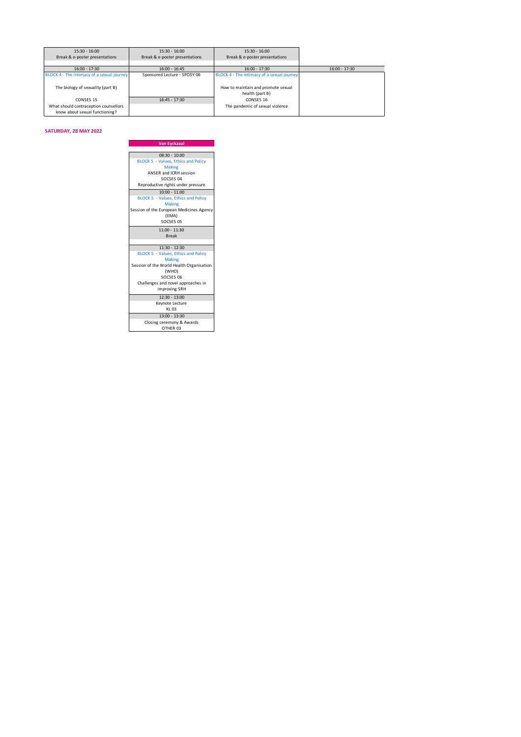| | | | |
|---|---|---|---|
| 15:30 - 16:00<br>Break & e-poster presentations | 15:30 - 16:00<br>Break & e-poster presentations | 15:30 - 16:00<br>Break & e-poster presentations | |
| 16:00 - 17:30 | 16:00 - 16:45 | 16:00 - 17:30 | 16:00 - 17:30 |
| BLOCK 4 - The intimacy of a sexual journey<br><br>The biology of sexuality (part B) | Sponsored Lecture - SPOSY 06 | BLOCK 4 - The intimacy of a sexual journey<br><br>How to maintain and promote sexual health (part B) | |
| CONSES 15<br>What should contraception counsellors know about sexual functioning? | 16:45 - 17:30 | CONSES 16<br>The pandemic of sexual violence | |

**SATURDAY, 28 MAY 2022**

| Van Eyckzaal |
|---|
| 08:30 - 10:00 |
| BLOCK 5 - Values, Ethics and Policy Making<br>ANSER and ICRH session<br>SOCSES 04<br>Reproductive rights under pressure |
| 10:00 - 11:00 |
| BLOCK 5 - Values, Ethics and Policy Making<br>Session of the European Medicines Agency (EMA)<br>SOCSES 05 |
| 11:00 - 11:30<br>Break |
| 11:30 - 12:30 |
| BLOCK 5 - Values, Ethics and Policy Making<br>Session of the World Health Organisation (WHO)<br>SOCSES 06<br>Challenges and novel approaches in improving SRH |
| 12:30 - 13:00 |
| Keynote Lecture<br>KL 03 |
| 13:00 - 13:30 |
| Closing ceremony & Awards<br>OTHER 03 |